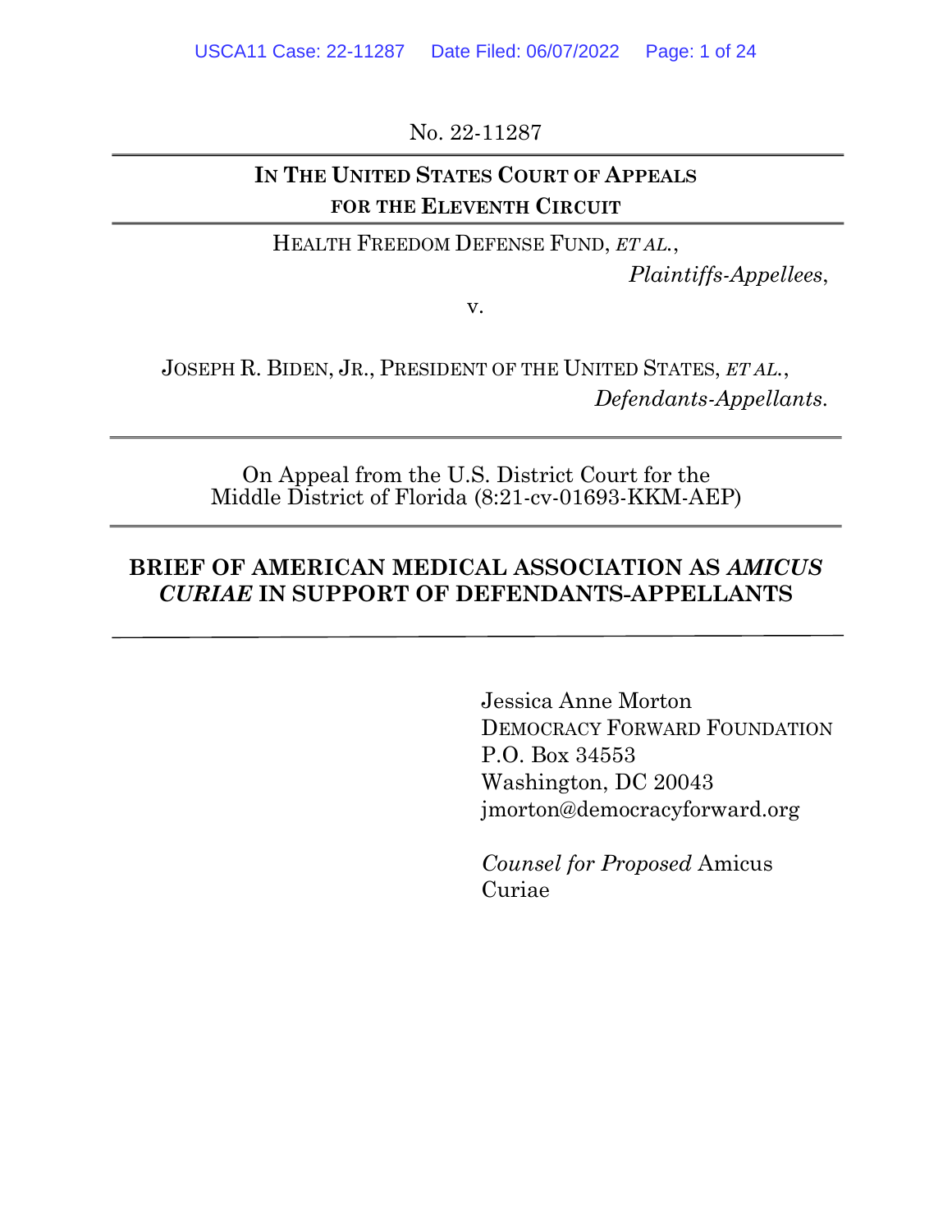No. 22-11287

**IN THE UNITED STATES COURT OF APPEALS**
**FOR THE ELEVENTH CIRCUIT**

HEALTH FREEDOM DEFENSE FUND, *ET AL.*,
*Plaintiffs-Appellees*,

v.

JOSEPH R. BIDEN, JR., PRESIDENT OF THE UNITED STATES, *ET AL.*,
*Defendants-Appellants.*

On Appeal from the U.S. District Court for the
Middle District of Florida (8:21-cv-01693-KKM-AEP)

**BRIEF OF AMERICAN MEDICAL ASSOCIATION AS *AMICUS CURIAE* IN SUPPORT OF DEFENDANTS-APPELLANTS**

Jessica Anne Morton
DEMOCRACY FORWARD FOUNDATION
P.O. Box 34553
Washington, DC 20043
jmorton@democracyforward.org

*Counsel for Proposed* Amicus Curiae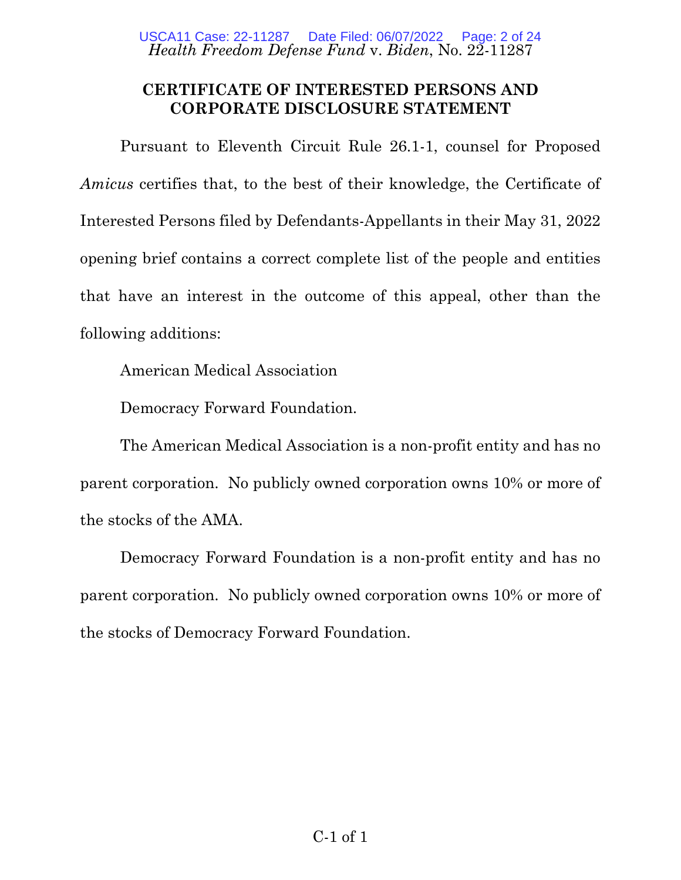## CERTIFICATE OF INTERESTED PERSONS AND CORPORATE DISCLOSURE STATEMENT

Pursuant to Eleventh Circuit Rule 26.1-1, counsel for Proposed *Amicus* certifies that, to the best of their knowledge, the Certificate of Interested Persons filed by Defendants-Appellants in their May 31, 2022 opening brief contains a correct complete list of the people and entities that have an interest in the outcome of this appeal, other than the following additions:

American Medical Association

Democracy Forward Foundation.

The American Medical Association is a non-profit entity and has no parent corporation. No publicly owned corporation owns 10% or more of the stocks of the AMA.

Democracy Forward Foundation is a non-profit entity and has no parent corporation. No publicly owned corporation owns 10% or more of the stocks of Democracy Forward Foundation.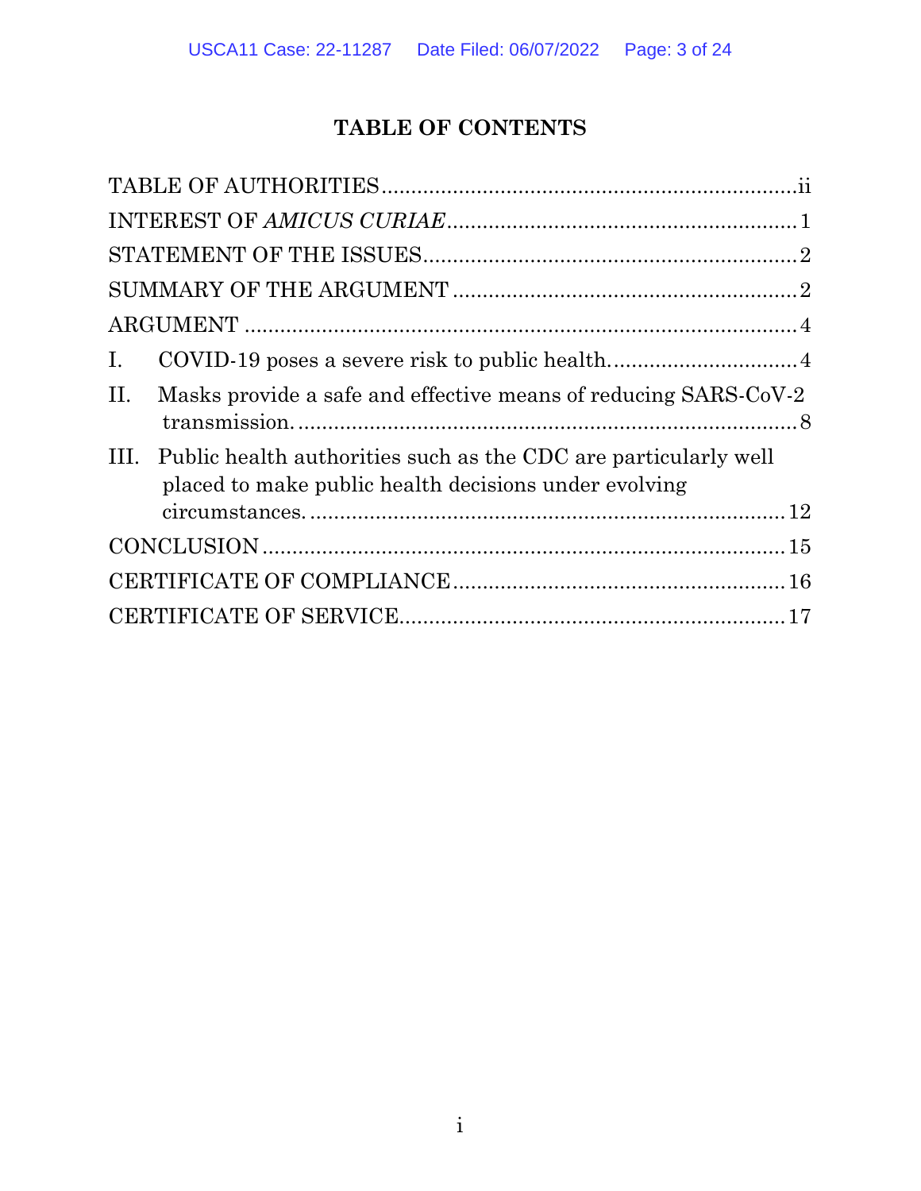# TABLE OF CONTENTS

| | |
|---|---|
| TABLE OF AUTHORITIES | ii |
| INTEREST OF *AMICUS CURIAE* | 1 |
| STATEMENT OF THE ISSUES | 2 |
| SUMMARY OF THE ARGUMENT | 2 |
| ARGUMENT | 4 |
| I. COVID-19 poses a severe risk to public health. | 4 |
| II. Masks provide a safe and effective means of reducing SARS-CoV-2 transmission. | 8 |
| III. Public health authorities such as the CDC are particularly well placed to make public health decisions under evolving circumstances. | 12 |
| CONCLUSION | 15 |
| CERTIFICATE OF COMPLIANCE | 16 |
| CERTIFICATE OF SERVICE | 17 |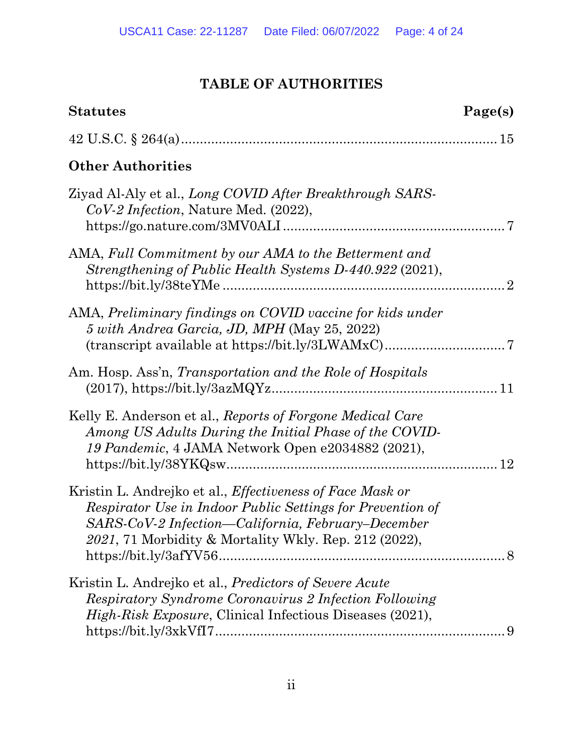## TABLE OF AUTHORITIES

**Statutes** **Page(s)**

42 U.S.C. § 264(a) .................................................................................... 15

**Other Authorities**

Ziyad Al-Aly et al., *Long COVID After Breakthrough SARS-CoV-2 Infection*, Nature Med. (2022), https://go.nature.com/3MV0ALI .......................................................... 7

AMA, *Full Commitment by our AMA to the Betterment and Strengthening of Public Health Systems D-440.922* (2021), https://bit.ly/38teYMe ........................................................................... 2

AMA, *Preliminary findings on COVID vaccine for kids under 5 with Andrea Garcia, JD, MPH* (May 25, 2022) (transcript available at https://bit.ly/3LWAMxC) ................................ 7

Am. Hosp. Ass'n, *Transportation and the Role of Hospitals* (2017), https://bit.ly/3azMQYz ........................................................... 11

Kelly E. Anderson et al., *Reports of Forgone Medical Care Among US Adults During the Initial Phase of the COVID-19 Pandemic*, 4 JAMA Network Open e2034882 (2021), https://bit.ly/38YKQsw ........................................................................ 12

Kristin L. Andrejko et al., *Effectiveness of Face Mask or Respirator Use in Indoor Public Settings for Prevention of SARS-CoV-2 Infection—California, February–December 2021*, 71 Morbidity & Mortality Wkly. Rep. 212 (2022), https://bit.ly/3afYV56 ........................................................................... 8

Kristin L. Andrejko et al., *Predictors of Severe Acute Respiratory Syndrome Coronavirus 2 Infection Following High-Risk Exposure*, Clinical Infectious Diseases (2021), https://bit.ly/3xkVfI7 ............................................................................. 9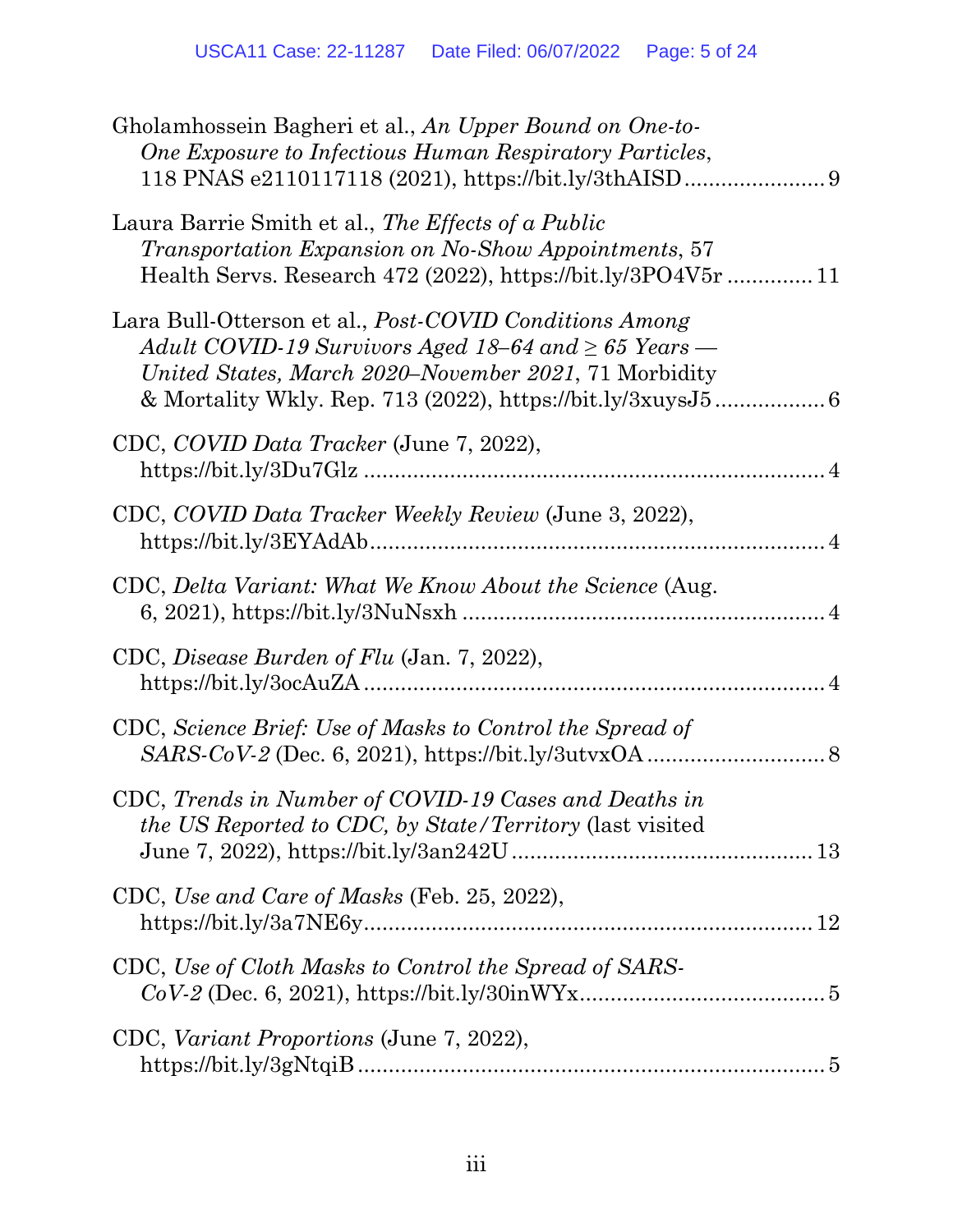Gholamhossein Bagheri et al., *An Upper Bound on One-to-One Exposure to Infectious Human Respiratory Particles*, 118 PNAS e2110117118 (2021), https://bit.ly/3thAISD....................... 9

Laura Barrie Smith et al., *The Effects of a Public Transportation Expansion on No-Show Appointments*, 57 Health Servs. Research 472 (2022), https://bit.ly/3PO4V5r .............. 11

Lara Bull-Otterson et al., *Post-COVID Conditions Among Adult COVID-19 Survivors Aged 18–64 and ≥ 65 Years — United States, March 2020–November 2021*, 71 Morbidity & Mortality Wkly. Rep. 713 (2022), https://bit.ly/3xuysJ5 .................. 6

CDC, *COVID Data Tracker* (June 7, 2022), https://bit.ly/3Du7Glz .......................................................................... 4

CDC, *COVID Data Tracker Weekly Review* (June 3, 2022), https://bit.ly/3EYAdAb......................................................................... 4

CDC, *Delta Variant: What We Know About the Science* (Aug. 6, 2021), https://bit.ly/3NuNsxh ........................................................... 4

CDC, *Disease Burden of Flu* (Jan. 7, 2022), https://bit.ly/3ocAuZA ........................................................................... 4

CDC, *Science Brief: Use of Masks to Control the Spread of SARS-CoV-2* (Dec. 6, 2021), https://bit.ly/3utvxOA ............................. 8

CDC, *Trends in Number of COVID-19 Cases and Deaths in the US Reported to CDC, by State/Territory* (last visited June 7, 2022), https://bit.ly/3an242U ................................................ 13

CDC, *Use and Care of Masks* (Feb. 25, 2022), https://bit.ly/3a7NE6y......................................................................... 12

CDC, *Use of Cloth Masks to Control the Spread of SARS-CoV-2* (Dec. 6, 2021), https://bit.ly/30inWYx........................................ 5

CDC, *Variant Proportions* (June 7, 2022), https://bit.ly/3gNtqiB ............................................................................ 5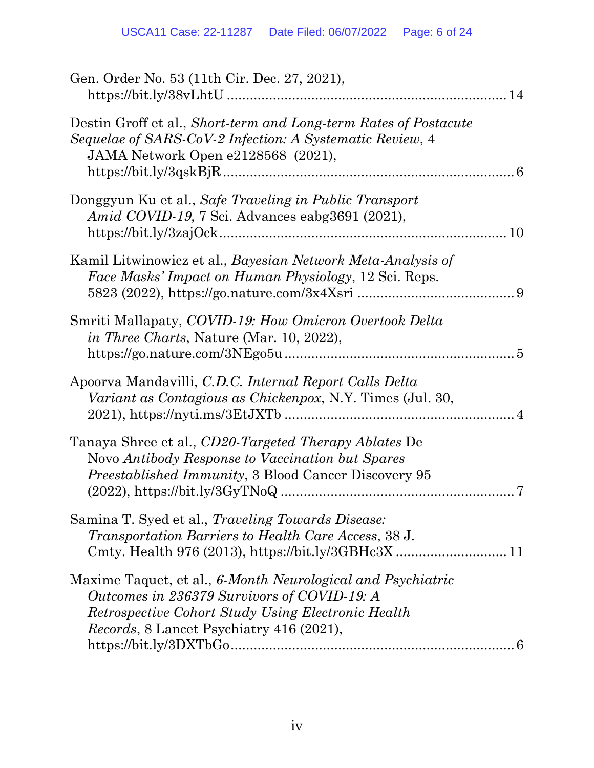Gen. Order No. 53 (11th Cir. Dec. 27, 2021), https://bit.ly/38vLhtU ........................................................................ 14

Destin Groff et al., *Short-term and Long-term Rates of Postacute Sequelae of SARS-CoV-2 Infection: A Systematic Review*, 4 JAMA Network Open e2128568 (2021), https://bit.ly/3qskBjR ........................................................................ 6

Donggyun Ku et al., *Safe Traveling in Public Transport Amid COVID-19*, 7 Sci. Advances eabg3691 (2021), https://bit.ly/3zajOck ........................................................................ 10

Kamil Litwinowicz et al., *Bayesian Network Meta-Analysis of Face Masks' Impact on Human Physiology*, 12 Sci. Reps. 5823 (2022), https://go.nature.com/3x4Xsri ........................................ 9

Smriti Mallapaty, *COVID-19: How Omicron Overtook Delta in Three Charts*, Nature (Mar. 10, 2022), https://go.nature.com/3NEgo5u ........................................................... 5

Apoorva Mandavilli, *C.D.C. Internal Report Calls Delta Variant as Contagious as Chickenpox*, N.Y. Times (Jul. 30, 2021), https://nyti.ms/3EtJXTb ........................................................... 4

Tanaya Shree et al., *CD20-Targeted Therapy Ablates* De Novo *Antibody Response to Vaccination but Spares Preestablished Immunity*, 3 Blood Cancer Discovery 95 (2022), https://bit.ly/3GyTNoQ ........................................................... 7

Samina T. Syed et al., *Traveling Towards Disease: Transportation Barriers to Health Care Access*, 38 J. Cmty. Health 976 (2013), https://bit.ly/3GBHc3X ........................... 11

Maxime Taquet, et al., *6-Month Neurological and Psychiatric Outcomes in 236379 Survivors of COVID-19: A Retrospective Cohort Study Using Electronic Health Records*, 8 Lancet Psychiatry 416 (2021), https://bit.ly/3DXTbGo........................................................................ 6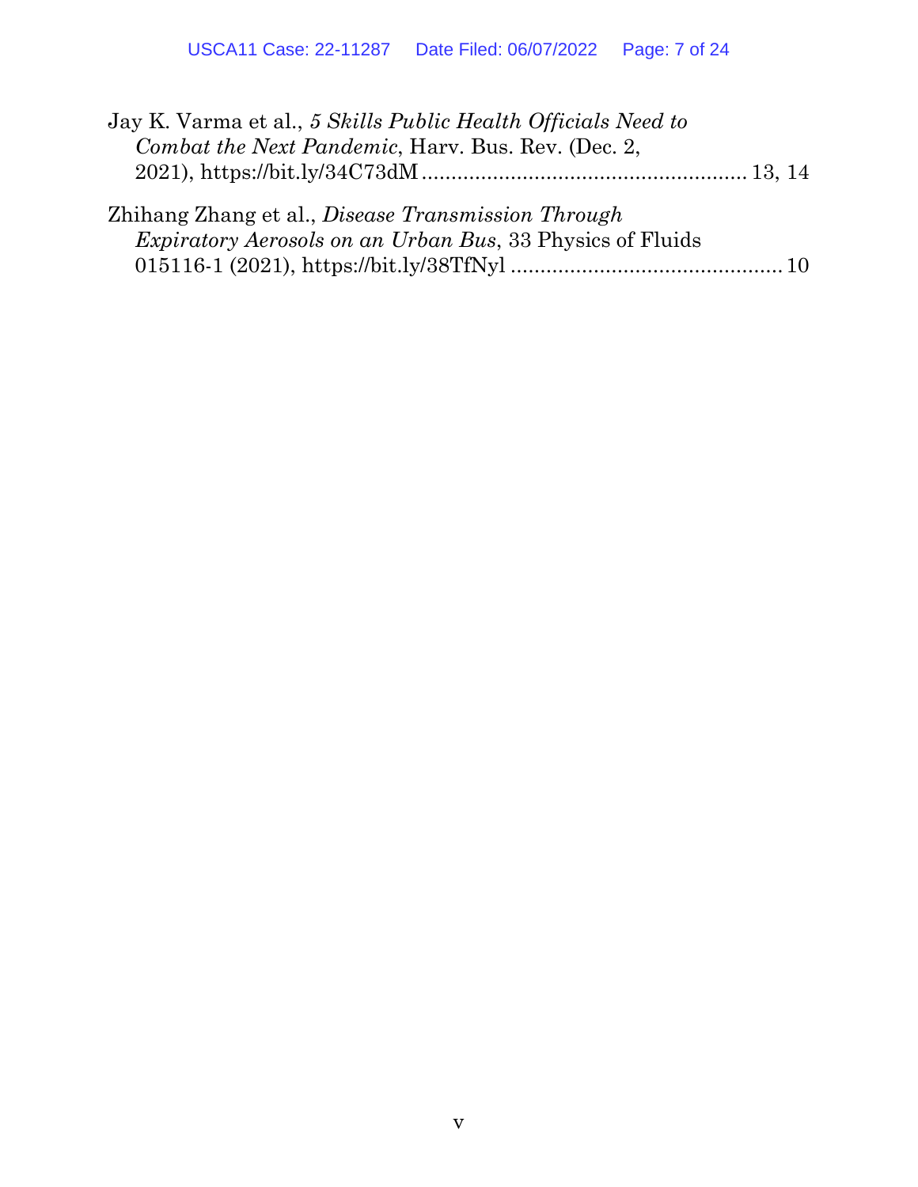Jay K. Varma et al., *5 Skills Public Health Officials Need to Combat the Next Pandemic*, Harv. Bus. Rev. (Dec. 2, 2021), https://bit.ly/34C73dM ...................................................... 13, 14

Zhihang Zhang et al., *Disease Transmission Through Expiratory Aerosols on an Urban Bus*, 33 Physics of Fluids 015116-1 (2021), https://bit.ly/38TfNyl ............................................. 10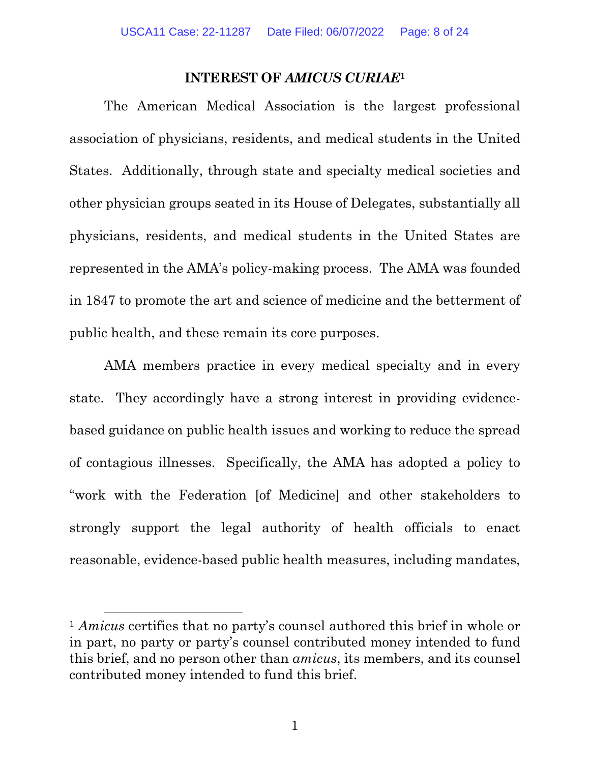## INTEREST OF *AMICUS CURIAE*[1]

The American Medical Association is the largest professional association of physicians, residents, and medical students in the United States. Additionally, through state and specialty medical societies and other physician groups seated in its House of Delegates, substantially all physicians, residents, and medical students in the United States are represented in the AMA's policy-making process. The AMA was founded in 1847 to promote the art and science of medicine and the betterment of public health, and these remain its core purposes.

AMA members practice in every medical specialty and in every state. They accordingly have a strong interest in providing evidence-based guidance on public health issues and working to reduce the spread of contagious illnesses. Specifically, the AMA has adopted a policy to "work with the Federation [of Medicine] and other stakeholders to strongly support the legal authority of health officials to enact reasonable, evidence-based public health measures, including mandates,

---

[1] *Amicus* certifies that no party's counsel authored this brief in whole or in part, no party or party's counsel contributed money intended to fund this brief, and no person other than *amicus*, its members, and its counsel contributed money intended to fund this brief.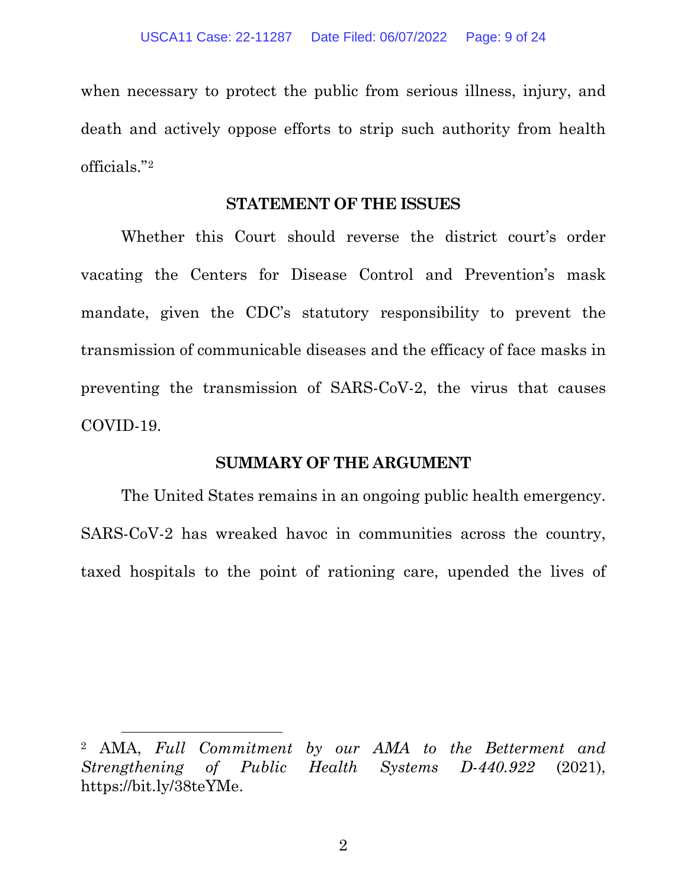when necessary to protect the public from serious illness, injury, and death and actively oppose efforts to strip such authority from health officials."[2]

## STATEMENT OF THE ISSUES

Whether this Court should reverse the district court's order vacating the Centers for Disease Control and Prevention's mask mandate, given the CDC's statutory responsibility to prevent the transmission of communicable diseases and the efficacy of face masks in preventing the transmission of SARS-CoV-2, the virus that causes COVID-19.

## SUMMARY OF THE ARGUMENT

The United States remains in an ongoing public health emergency. SARS-CoV-2 has wreaked havoc in communities across the country, taxed hospitals to the point of rationing care, upended the lives of

---

[2] AMA, *Full Commitment by our AMA to the Betterment and Strengthening of Public Health Systems D-440.922* (2021), https://bit.ly/38teYMe.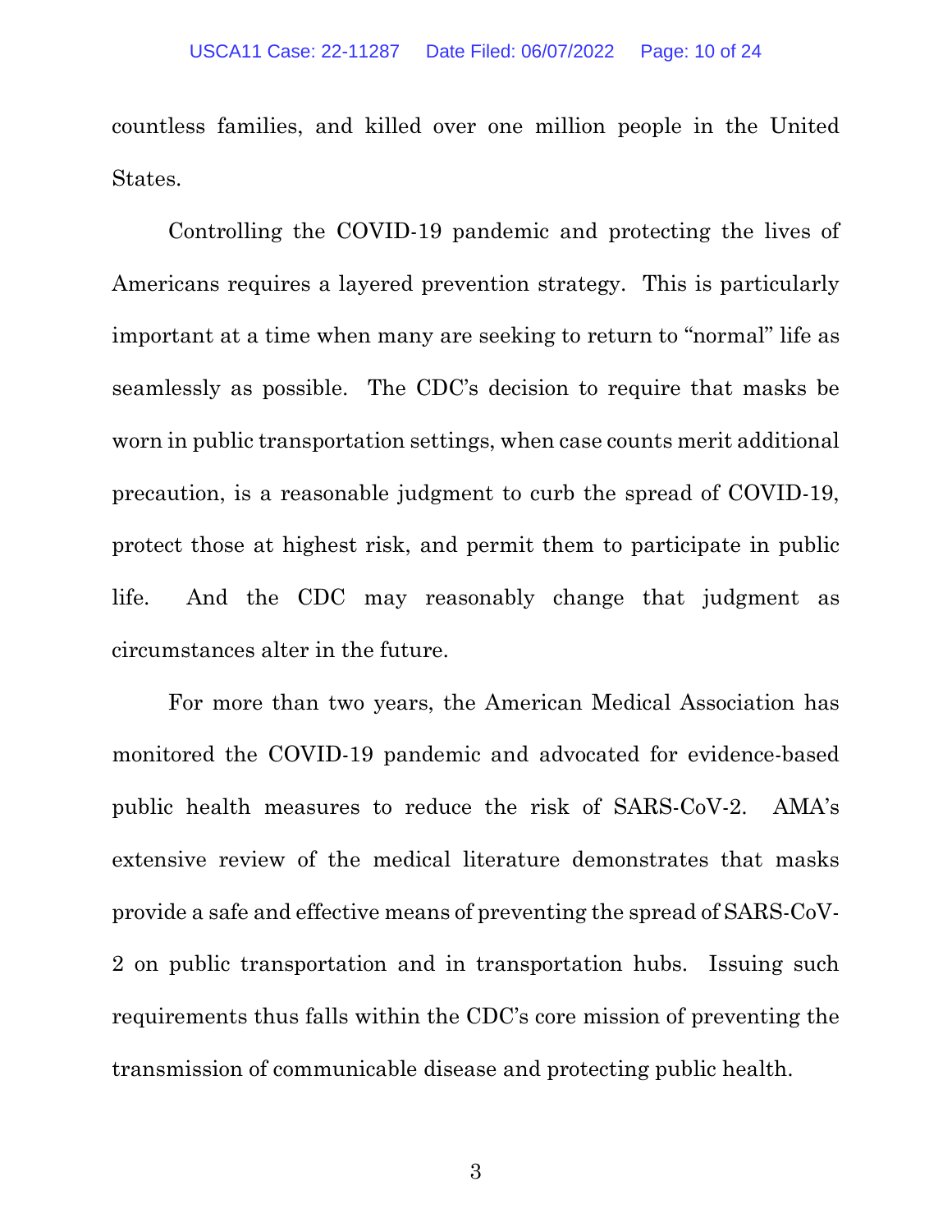countless families, and killed over one million people in the United States.

Controlling the COVID-19 pandemic and protecting the lives of Americans requires a layered prevention strategy. This is particularly important at a time when many are seeking to return to "normal" life as seamlessly as possible. The CDC's decision to require that masks be worn in public transportation settings, when case counts merit additional precaution, is a reasonable judgment to curb the spread of COVID-19, protect those at highest risk, and permit them to participate in public life. And the CDC may reasonably change that judgment as circumstances alter in the future.

For more than two years, the American Medical Association has monitored the COVID-19 pandemic and advocated for evidence-based public health measures to reduce the risk of SARS-CoV-2. AMA's extensive review of the medical literature demonstrates that masks provide a safe and effective means of preventing the spread of SARS-CoV-2 on public transportation and in transportation hubs. Issuing such requirements thus falls within the CDC's core mission of preventing the transmission of communicable disease and protecting public health.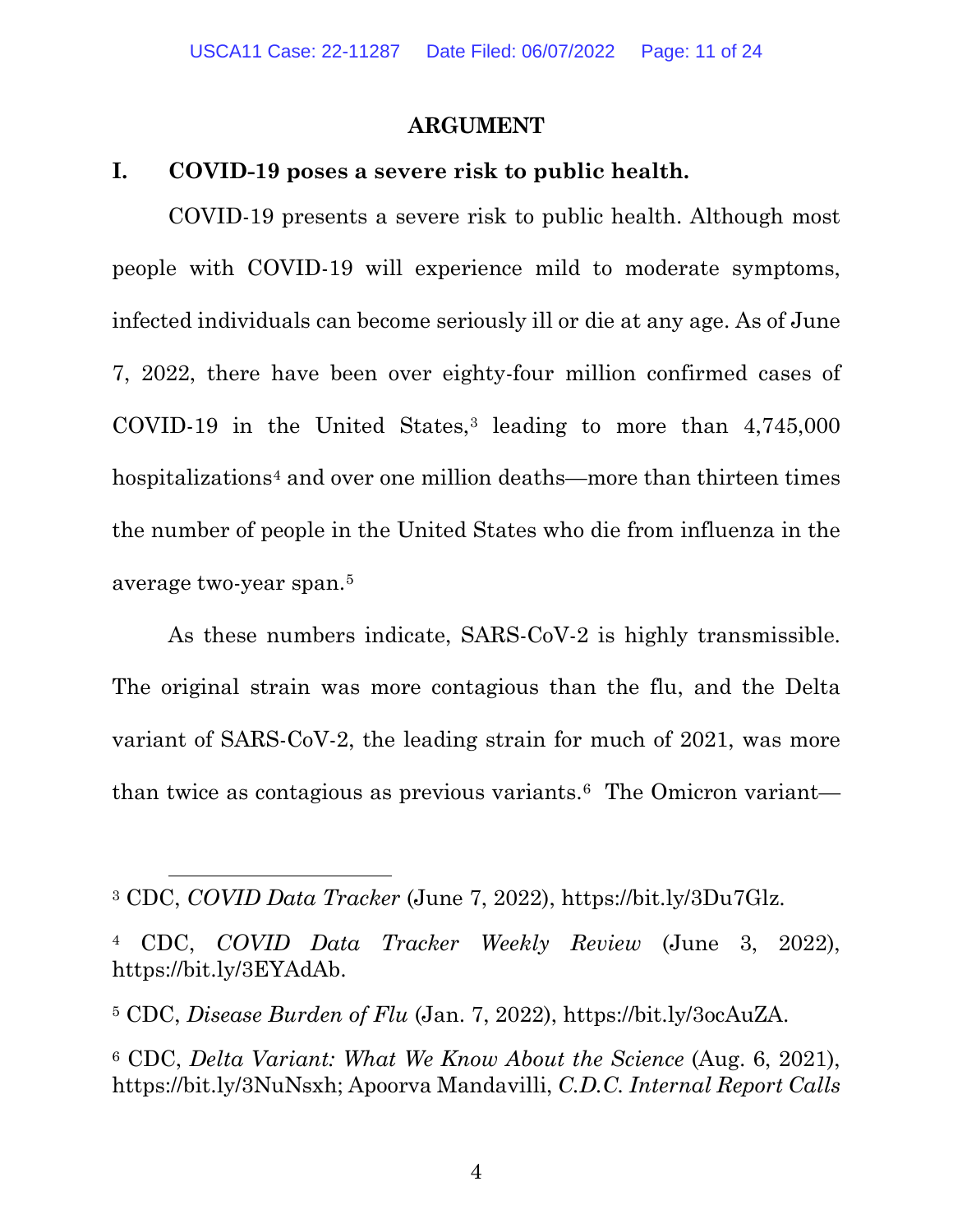## ARGUMENT

### I. COVID-19 poses a severe risk to public health.

COVID-19 presents a severe risk to public health. Although most people with COVID-19 will experience mild to moderate symptoms, infected individuals can become seriously ill or die at any age. As of June 7, 2022, there have been over eighty-four million confirmed cases of COVID-19 in the United States,[3] leading to more than 4,745,000 hospitalizations[4] and over one million deaths—more than thirteen times the number of people in the United States who die from influenza in the average two-year span.[5]

As these numbers indicate, SARS-CoV-2 is highly transmissible. The original strain was more contagious than the flu, and the Delta variant of SARS-CoV-2, the leading strain for much of 2021, was more than twice as contagious as previous variants.[6] The Omicron variant—

---

[3] CDC, *COVID Data Tracker* (June 7, 2022), https://bit.ly/3Du7Glz.

[4] CDC, *COVID Data Tracker Weekly Review* (June 3, 2022), https://bit.ly/3EYAdAb.

[5] CDC, *Disease Burden of Flu* (Jan. 7, 2022), https://bit.ly/3ocAuZA.

[6] CDC, *Delta Variant: What We Know About the Science* (Aug. 6, 2021), https://bit.ly/3NuNsxh; Apoorva Mandavilli, *C.D.C. Internal Report Calls*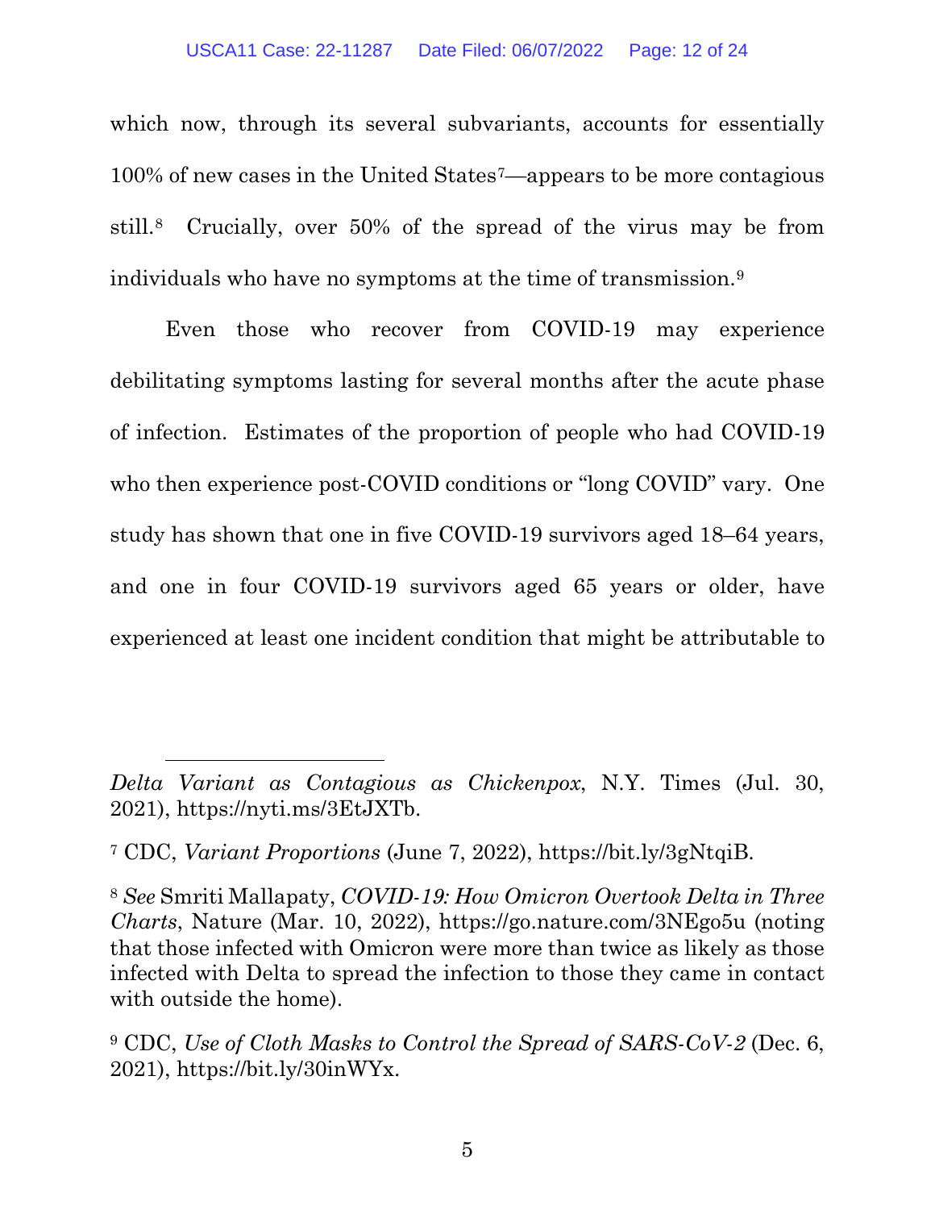which now, through its several subvariants, accounts for essentially 100% of new cases in the United States[7]—appears to be more contagious still.[8] Crucially, over 50% of the spread of the virus may be from individuals who have no symptoms at the time of transmission.[9]

Even those who recover from COVID-19 may experience debilitating symptoms lasting for several months after the acute phase of infection. Estimates of the proportion of people who had COVID-19 who then experience post-COVID conditions or "long COVID" vary. One study has shown that one in five COVID-19 survivors aged 18–64 years, and one in four COVID-19 survivors aged 65 years or older, have experienced at least one incident condition that might be attributable to

---

*Delta Variant as Contagious as Chickenpox*, N.Y. Times (Jul. 30, 2021), https://nyti.ms/3EtJXTb.

[7] CDC, *Variant Proportions* (June 7, 2022), https://bit.ly/3gNtqiB.

[8] *See* Smriti Mallapaty, *COVID-19: How Omicron Overtook Delta in Three Charts*, Nature (Mar. 10, 2022), https://go.nature.com/3NEgo5u (noting that those infected with Omicron were more than twice as likely as those infected with Delta to spread the infection to those they came in contact with outside the home).

[9] CDC, *Use of Cloth Masks to Control the Spread of SARS-CoV-2* (Dec. 6, 2021), https://bit.ly/30inWYx.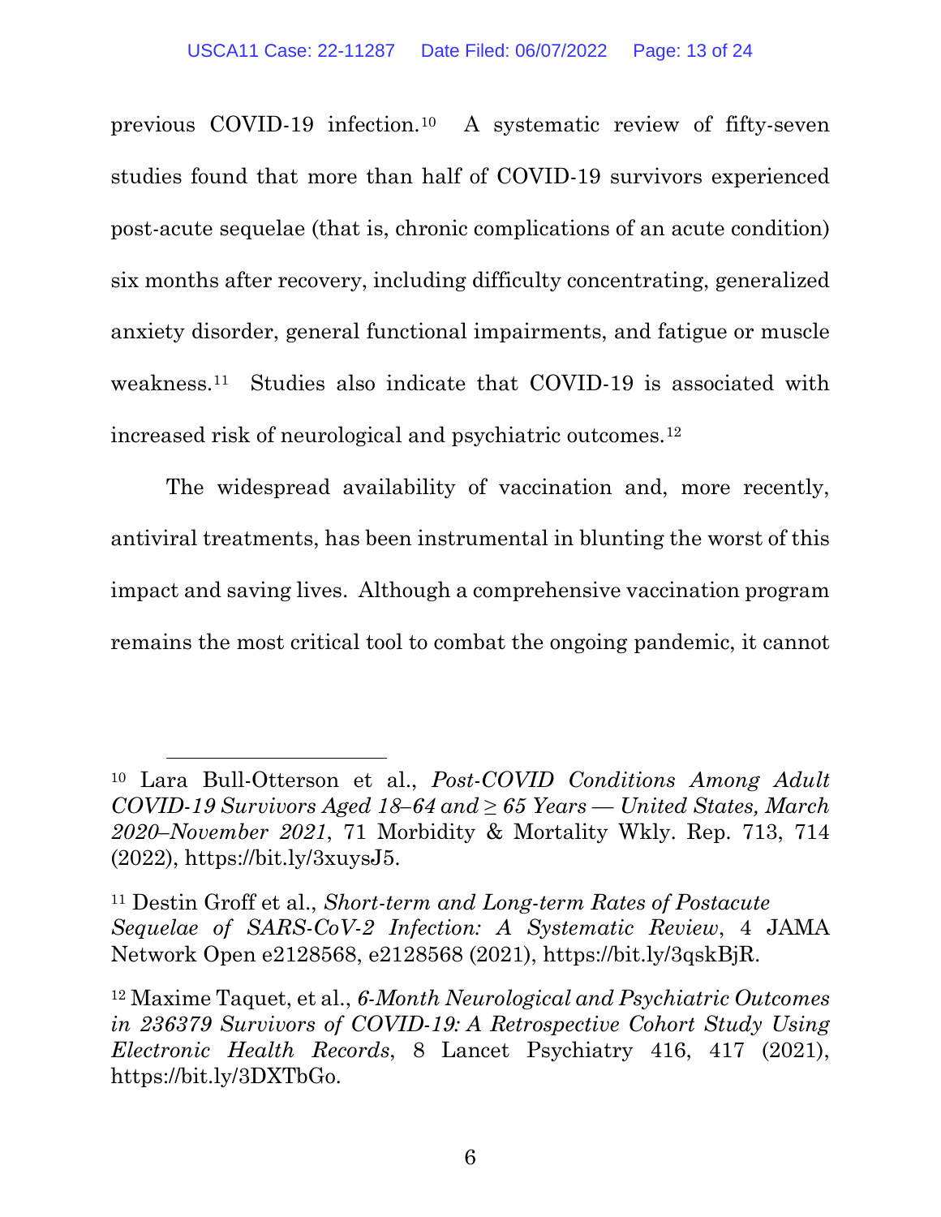previous COVID-19 infection.[10] A systematic review of fifty-seven studies found that more than half of COVID-19 survivors experienced post-acute sequelae (that is, chronic complications of an acute condition) six months after recovery, including difficulty concentrating, generalized anxiety disorder, general functional impairments, and fatigue or muscle weakness.[11] Studies also indicate that COVID-19 is associated with increased risk of neurological and psychiatric outcomes.[12]

The widespread availability of vaccination and, more recently, antiviral treatments, has been instrumental in blunting the worst of this impact and saving lives. Although a comprehensive vaccination program remains the most critical tool to combat the ongoing pandemic, it cannot

---

[10] Lara Bull-Otterson et al., *Post-COVID Conditions Among Adult COVID-19 Survivors Aged 18–64 and ≥ 65 Years — United States, March 2020–November 2021*, 71 Morbidity & Mortality Wkly. Rep. 713, 714 (2022), https://bit.ly/3xuysJ5.

[11] Destin Groff et al., *Short-term and Long-term Rates of Postacute Sequelae of SARS-CoV-2 Infection: A Systematic Review*, 4 JAMA Network Open e2128568, e2128568 (2021), https://bit.ly/3qskBjR.

[12] Maxime Taquet, et al., *6-Month Neurological and Psychiatric Outcomes in 236379 Survivors of COVID-19: A Retrospective Cohort Study Using Electronic Health Records*, 8 Lancet Psychiatry 416, 417 (2021), https://bit.ly/3DXTbGo.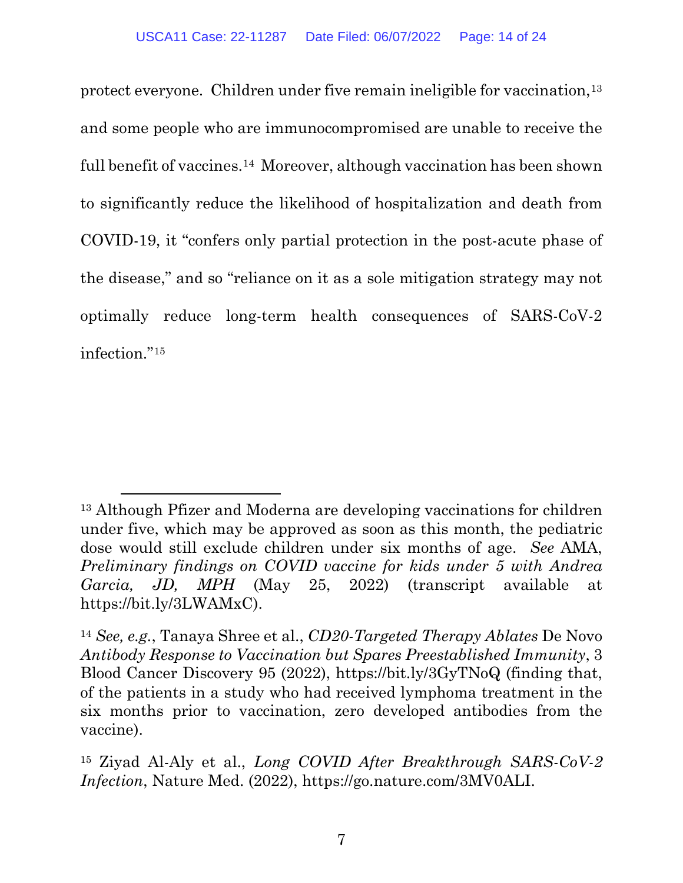protect everyone. Children under five remain ineligible for vaccination,[13] and some people who are immunocompromised are unable to receive the full benefit of vaccines.[14] Moreover, although vaccination has been shown to significantly reduce the likelihood of hospitalization and death from COVID-19, it "confers only partial protection in the post-acute phase of the disease," and so "reliance on it as a sole mitigation strategy may not optimally reduce long-term health consequences of SARS-CoV-2 infection."[15]

---

[13] Although Pfizer and Moderna are developing vaccinations for children under five, which may be approved as soon as this month, the pediatric dose would still exclude children under six months of age. *See* AMA, *Preliminary findings on COVID vaccine for kids under 5 with Andrea Garcia, JD, MPH* (May 25, 2022) (transcript available at https://bit.ly/3LWAMxC).

[14] *See, e.g.*, Tanaya Shree et al., *CD20-Targeted Therapy Ablates* De Novo *Antibody Response to Vaccination but Spares Preestablished Immunity*, 3 Blood Cancer Discovery 95 (2022), https://bit.ly/3GyTNoQ (finding that, of the patients in a study who had received lymphoma treatment in the six months prior to vaccination, zero developed antibodies from the vaccine).

[15] Ziyad Al-Aly et al., *Long COVID After Breakthrough SARS-CoV-2 Infection*, Nature Med. (2022), https://go.nature.com/3MV0ALI.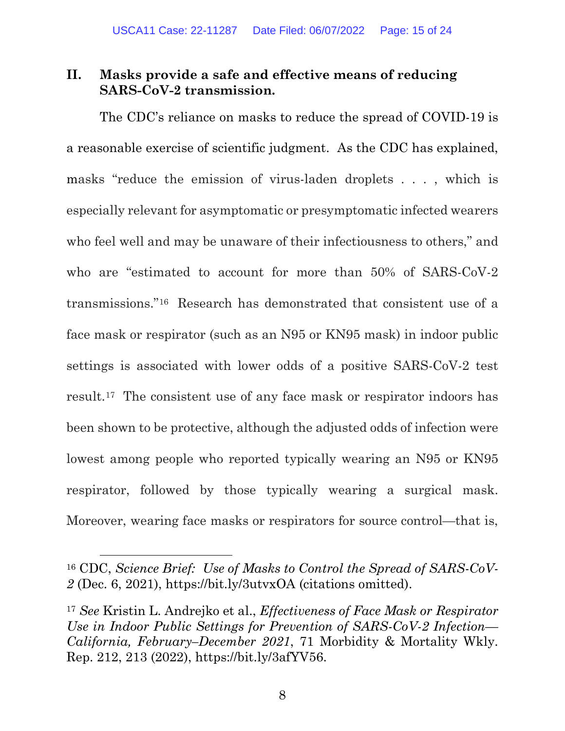## II. Masks provide a safe and effective means of reducing SARS-CoV-2 transmission.

The CDC's reliance on masks to reduce the spread of COVID-19 is a reasonable exercise of scientific judgment. As the CDC has explained, masks "reduce the emission of virus-laden droplets . . . , which is especially relevant for asymptomatic or presymptomatic infected wearers who feel well and may be unaware of their infectiousness to others," and who are "estimated to account for more than 50% of SARS-CoV-2 transmissions."[16] Research has demonstrated that consistent use of a face mask or respirator (such as an N95 or KN95 mask) in indoor public settings is associated with lower odds of a positive SARS-CoV-2 test result.[17] The consistent use of any face mask or respirator indoors has been shown to be protective, although the adjusted odds of infection were lowest among people who reported typically wearing an N95 or KN95 respirator, followed by those typically wearing a surgical mask. Moreover, wearing face masks or respirators for source control—that is,

---

[16] CDC, *Science Brief: Use of Masks to Control the Spread of SARS-CoV-2* (Dec. 6, 2021), https://bit.ly/3utvxOA (citations omitted).

[17] *See* Kristin L. Andrejko et al., *Effectiveness of Face Mask or Respirator Use in Indoor Public Settings for Prevention of SARS-CoV-2 Infection—California, February–December 2021*, 71 Morbidity & Mortality Wkly. Rep. 212, 213 (2022), https://bit.ly/3afYV56.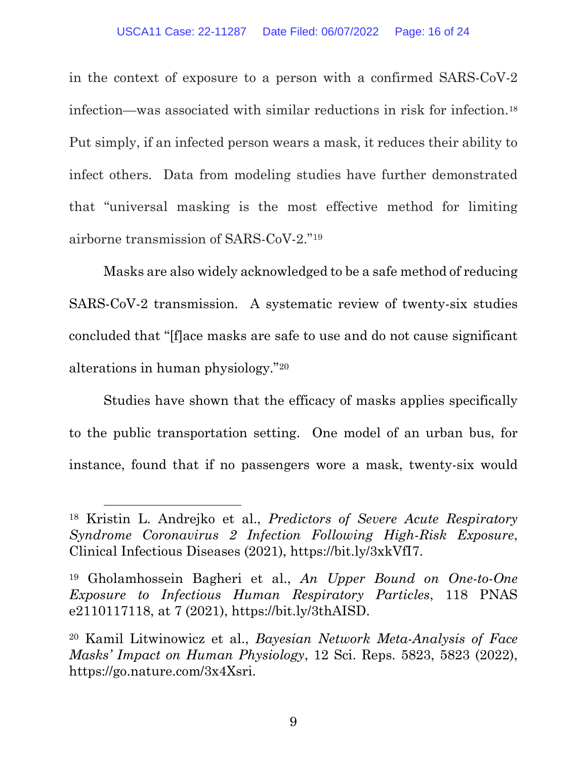in the context of exposure to a person with a confirmed SARS-CoV-2 infection—was associated with similar reductions in risk for infection.[18] Put simply, if an infected person wears a mask, it reduces their ability to infect others. Data from modeling studies have further demonstrated that "universal masking is the most effective method for limiting airborne transmission of SARS-CoV-2."[19]

Masks are also widely acknowledged to be a safe method of reducing SARS-CoV-2 transmission. A systematic review of twenty-six studies concluded that "[f]ace masks are safe to use and do not cause significant alterations in human physiology."[20]

Studies have shown that the efficacy of masks applies specifically to the public transportation setting. One model of an urban bus, for instance, found that if no passengers wore a mask, twenty-six would

---

[18] Kristin L. Andrejko et al., *Predictors of Severe Acute Respiratory Syndrome Coronavirus 2 Infection Following High-Risk Exposure*, Clinical Infectious Diseases (2021), https://bit.ly/3xkVfI7.

[19] Gholamhossein Bagheri et al., *An Upper Bound on One-to-One Exposure to Infectious Human Respiratory Particles*, 118 PNAS e2110117118, at 7 (2021), https://bit.ly/3thAISD.

[20] Kamil Litwinowicz et al., *Bayesian Network Meta-Analysis of Face Masks' Impact on Human Physiology*, 12 Sci. Reps. 5823, 5823 (2022), https://go.nature.com/3x4Xsri.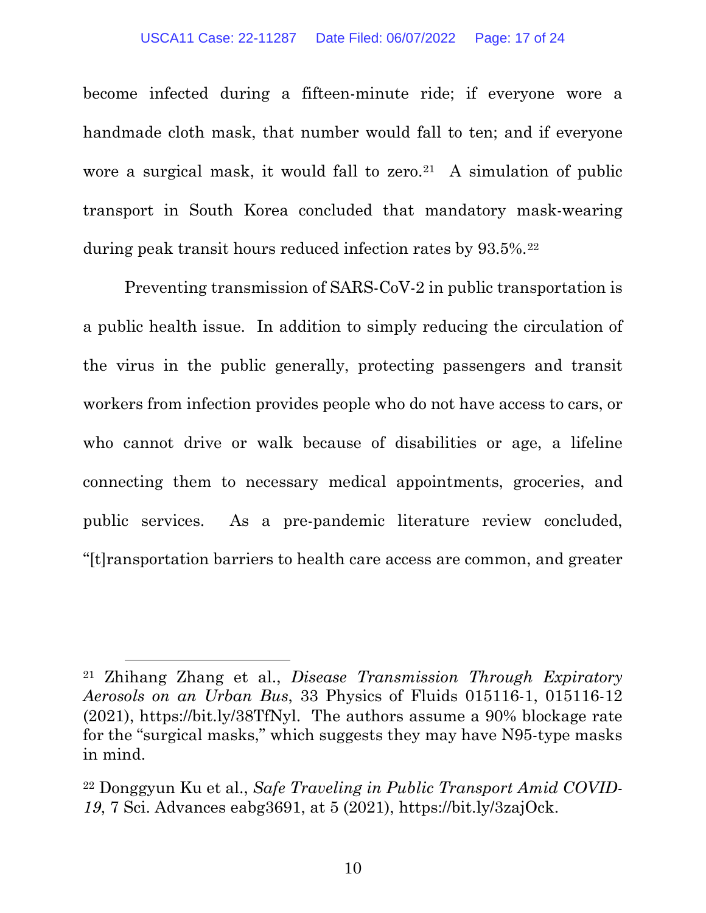become infected during a fifteen-minute ride; if everyone wore a handmade cloth mask, that number would fall to ten; and if everyone wore a surgical mask, it would fall to zero.[21] A simulation of public transport in South Korea concluded that mandatory mask-wearing during peak transit hours reduced infection rates by 93.5%.[22]

Preventing transmission of SARS-CoV-2 in public transportation is a public health issue. In addition to simply reducing the circulation of the virus in the public generally, protecting passengers and transit workers from infection provides people who do not have access to cars, or who cannot drive or walk because of disabilities or age, a lifeline connecting them to necessary medical appointments, groceries, and public services. As a pre-pandemic literature review concluded, "[t]ransportation barriers to health care access are common, and greater

---

[21] Zhihang Zhang et al., *Disease Transmission Through Expiratory Aerosols on an Urban Bus*, 33 Physics of Fluids 015116-1, 015116-12 (2021), https://bit.ly/38TfNyl. The authors assume a 90% blockage rate for the "surgical masks," which suggests they may have N95-type masks in mind.

[22] Donggyun Ku et al., *Safe Traveling in Public Transport Amid COVID-19*, 7 Sci. Advances eabg3691, at 5 (2021), https://bit.ly/3zajOck.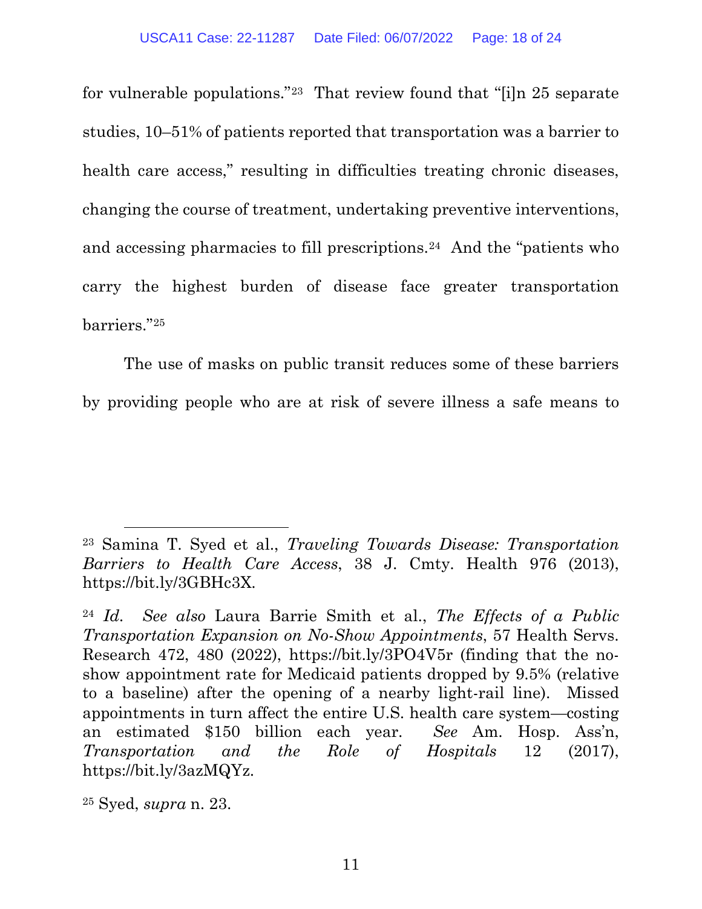for vulnerable populations."[23] That review found that "[i]n 25 separate studies, 10–51% of patients reported that transportation was a barrier to health care access," resulting in difficulties treating chronic diseases, changing the course of treatment, undertaking preventive interventions, and accessing pharmacies to fill prescriptions.[24] And the "patients who carry the highest burden of disease face greater transportation barriers."[25]

The use of masks on public transit reduces some of these barriers by providing people who are at risk of severe illness a safe means to

---

[23] Samina T. Syed et al., *Traveling Towards Disease: Transportation Barriers to Health Care Access*, 38 J. Cmty. Health 976 (2013), https://bit.ly/3GBHc3X.

[24] *Id*. *See also* Laura Barrie Smith et al., *The Effects of a Public Transportation Expansion on No-Show Appointments*, 57 Health Servs. Research 472, 480 (2022), https://bit.ly/3PO4V5r (finding that the no-show appointment rate for Medicaid patients dropped by 9.5% (relative to a baseline) after the opening of a nearby light-rail line). Missed appointments in turn affect the entire U.S. health care system—costing an estimated $150 billion each year. *See* Am. Hosp. Ass'n, *Transportation and the Role of Hospitals* 12 (2017), https://bit.ly/3azMQYz.

[25] Syed, *supra* n. 23.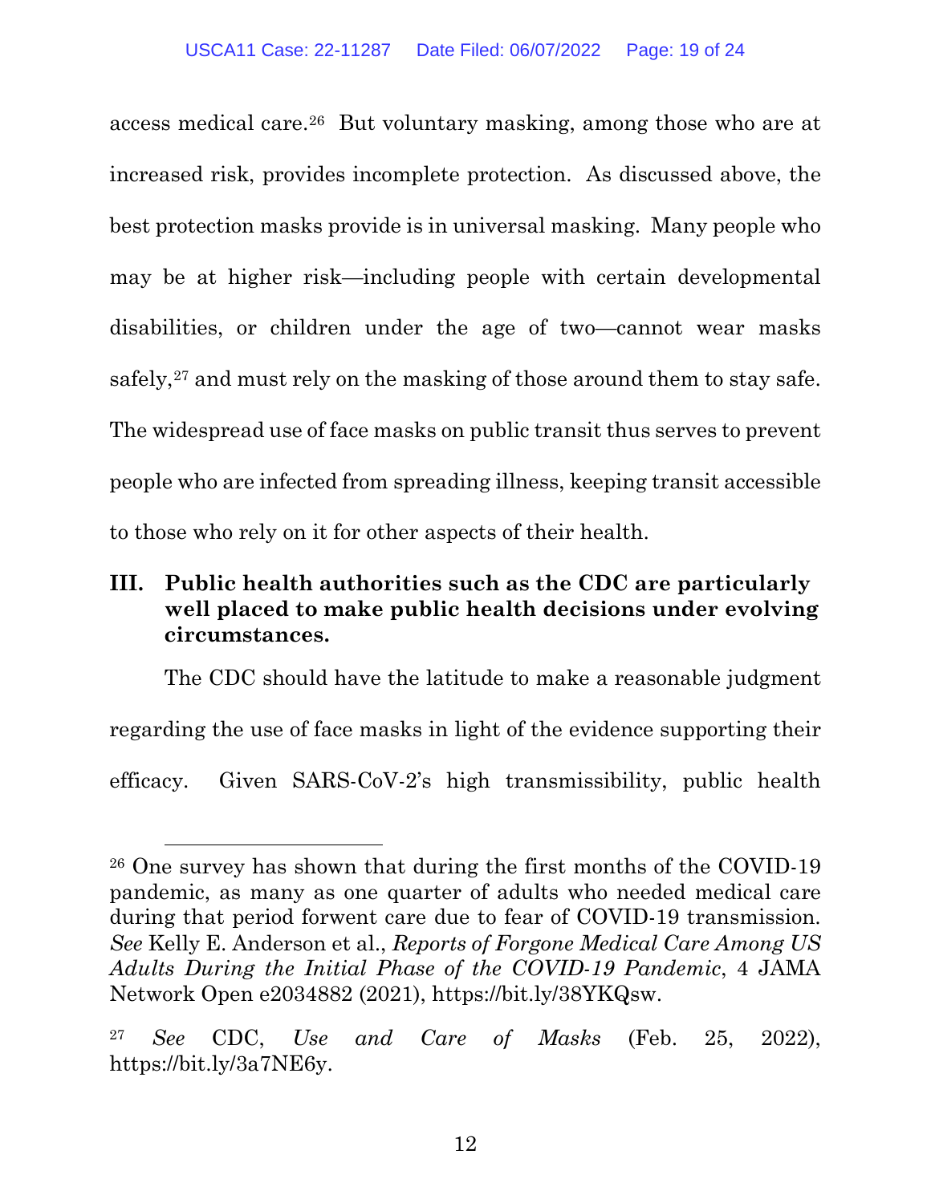access medical care.[26] But voluntary masking, among those who are at increased risk, provides incomplete protection. As discussed above, the best protection masks provide is in universal masking. Many people who may be at higher risk—including people with certain developmental disabilities, or children under the age of two—cannot wear masks safely,[27] and must rely on the masking of those around them to stay safe. The widespread use of face masks on public transit thus serves to prevent people who are infected from spreading illness, keeping transit accessible to those who rely on it for other aspects of their health.

## III. Public health authorities such as the CDC are particularly well placed to make public health decisions under evolving circumstances.

The CDC should have the latitude to make a reasonable judgment regarding the use of face masks in light of the evidence supporting their efficacy. Given SARS-CoV-2's high transmissibility, public health

---

[26] One survey has shown that during the first months of the COVID-19 pandemic, as many as one quarter of adults who needed medical care during that period forwent care due to fear of COVID-19 transmission. *See* Kelly E. Anderson et al., *Reports of Forgone Medical Care Among US Adults During the Initial Phase of the COVID-19 Pandemic*, 4 JAMA Network Open e2034882 (2021), https://bit.ly/38YKQsw.

[27] *See* CDC, *Use and Care of Masks* (Feb. 25, 2022), https://bit.ly/3a7NE6y.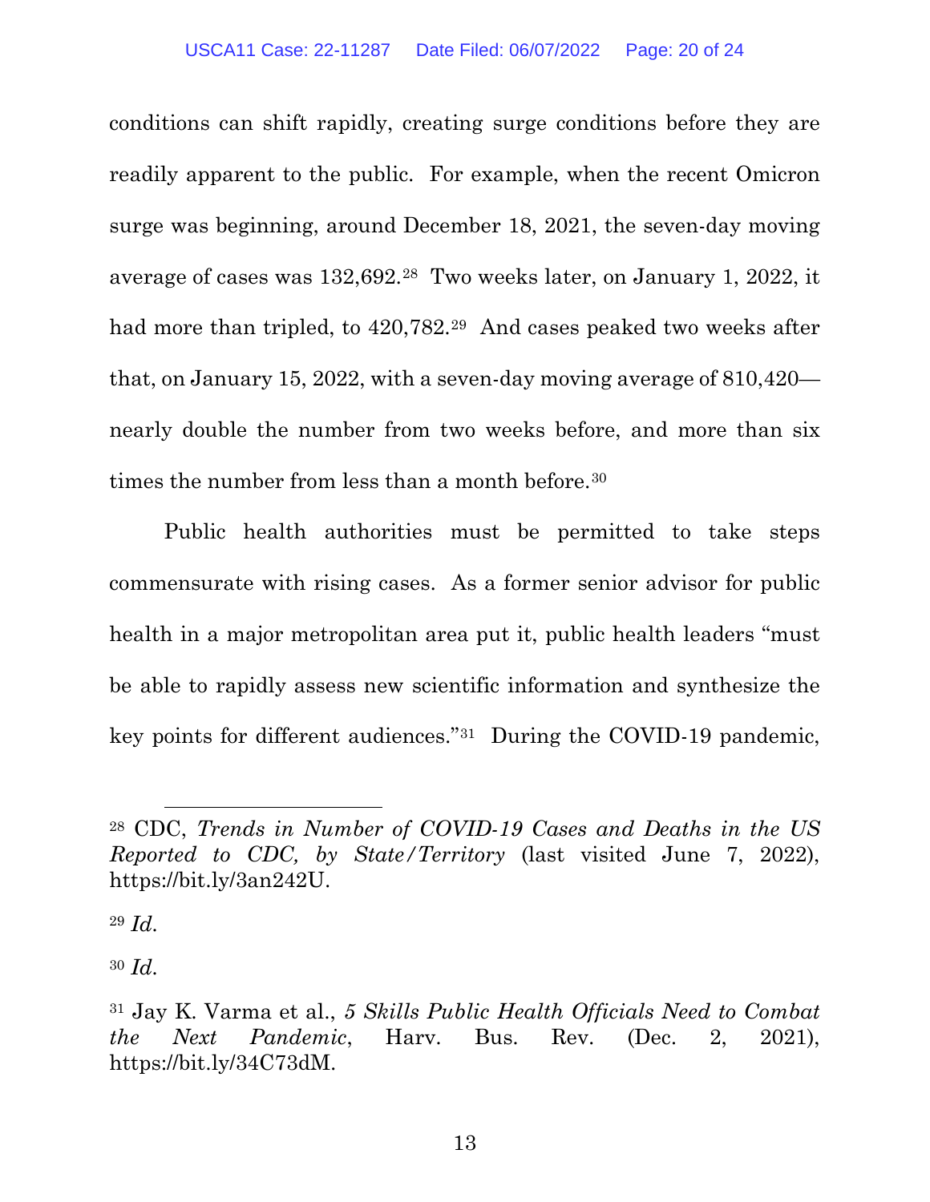conditions can shift rapidly, creating surge conditions before they are readily apparent to the public. For example, when the recent Omicron surge was beginning, around December 18, 2021, the seven-day moving average of cases was 132,692.[28] Two weeks later, on January 1, 2022, it had more than tripled, to 420,782.[29] And cases peaked two weeks after that, on January 15, 2022, with a seven-day moving average of 810,420—nearly double the number from two weeks before, and more than six times the number from less than a month before.[30]

Public health authorities must be permitted to take steps commensurate with rising cases. As a former senior advisor for public health in a major metropolitan area put it, public health leaders "must be able to rapidly assess new scientific information and synthesize the key points for different audiences."[31] During the COVID-19 pandemic,

---

[28] CDC, *Trends in Number of COVID-19 Cases and Deaths in the US Reported to CDC, by State/Territory* (last visited June 7, 2022), https://bit.ly/3an242U.

[29] *Id.*

[30] *Id.*

[31] Jay K. Varma et al., *5 Skills Public Health Officials Need to Combat the Next Pandemic*, Harv. Bus. Rev. (Dec. 2, 2021), https://bit.ly/34C73dM.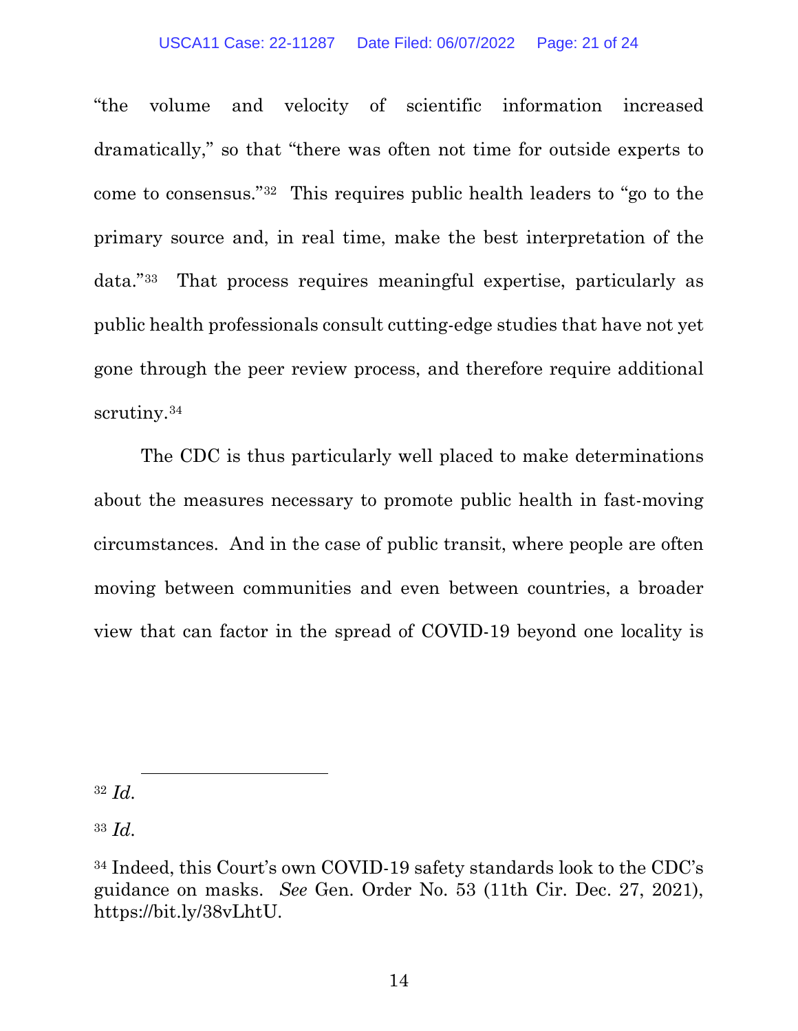"the volume and velocity of scientific information increased dramatically," so that "there was often not time for outside experts to come to consensus."[32] This requires public health leaders to "go to the primary source and, in real time, make the best interpretation of the data."[33] That process requires meaningful expertise, particularly as public health professionals consult cutting-edge studies that have not yet gone through the peer review process, and therefore require additional scrutiny.[34]

The CDC is thus particularly well placed to make determinations about the measures necessary to promote public health in fast-moving circumstances. And in the case of public transit, where people are often moving between communities and even between countries, a broader view that can factor in the spread of COVID-19 beyond one locality is

---

[32] *Id.*

[33] *Id.*

[34] Indeed, this Court's own COVID-19 safety standards look to the CDC's guidance on masks. *See* Gen. Order No. 53 (11th Cir. Dec. 27, 2021), https://bit.ly/38vLhtU.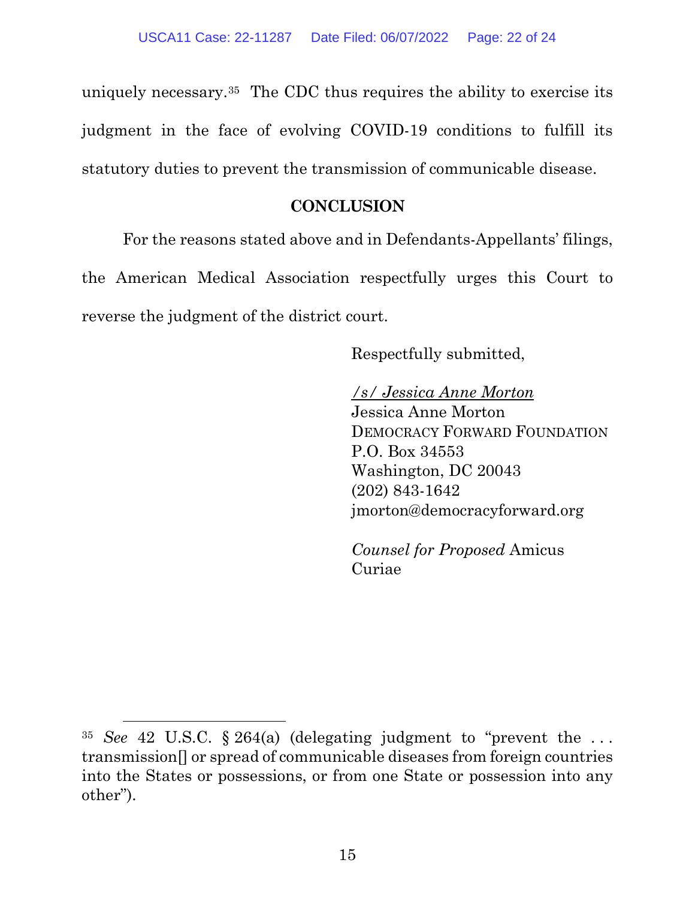uniquely necessary.[35] The CDC thus requires the ability to exercise its judgment in the face of evolving COVID-19 conditions to fulfill its statutory duties to prevent the transmission of communicable disease.

## CONCLUSION

For the reasons stated above and in Defendants-Appellants' filings, the American Medical Association respectfully urges this Court to reverse the judgment of the district court.

Respectfully submitted,

*/s/ Jessica Anne Morton*
Jessica Anne Morton
DEMOCRACY FORWARD FOUNDATION
P.O. Box 34553
Washington, DC 20043
(202) 843-1642
jmorton@democracyforward.org

*Counsel for Proposed* Amicus Curiae

---

[35] *See* 42 U.S.C. § 264(a) (delegating judgment to "prevent the . . . transmission[] or spread of communicable diseases from foreign countries into the States or possessions, or from one State or possession into any other").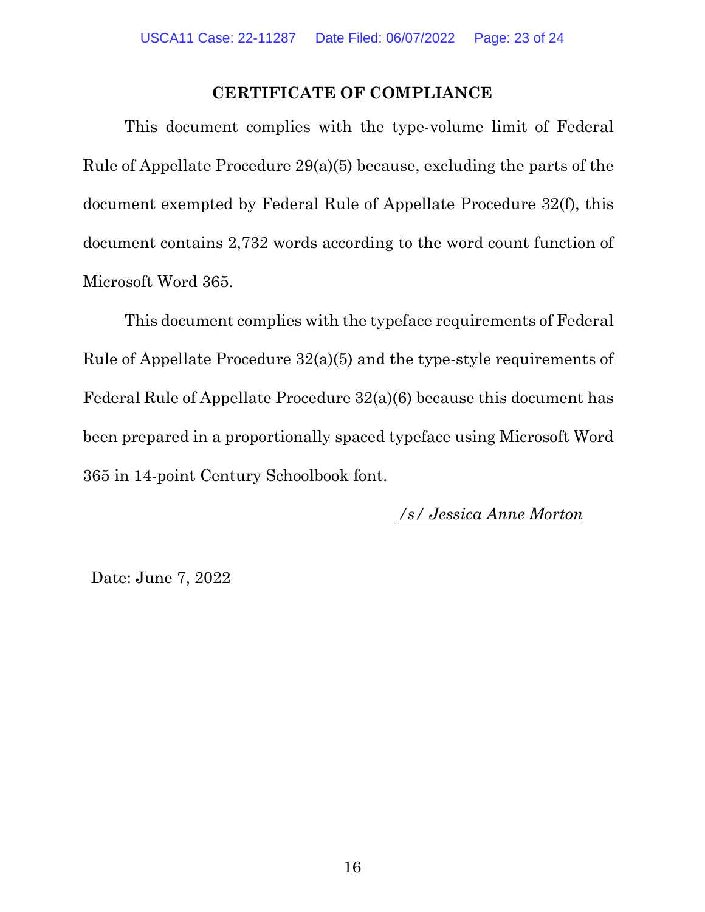## CERTIFICATE OF COMPLIANCE

This document complies with the type-volume limit of Federal Rule of Appellate Procedure 29(a)(5) because, excluding the parts of the document exempted by Federal Rule of Appellate Procedure 32(f), this document contains 2,732 words according to the word count function of Microsoft Word 365.

This document complies with the typeface requirements of Federal Rule of Appellate Procedure 32(a)(5) and the type-style requirements of Federal Rule of Appellate Procedure 32(a)(6) because this document has been prepared in a proportionally spaced typeface using Microsoft Word 365 in 14-point Century Schoolbook font.

*/s/ Jessica Anne Morton*

Date: June 7, 2022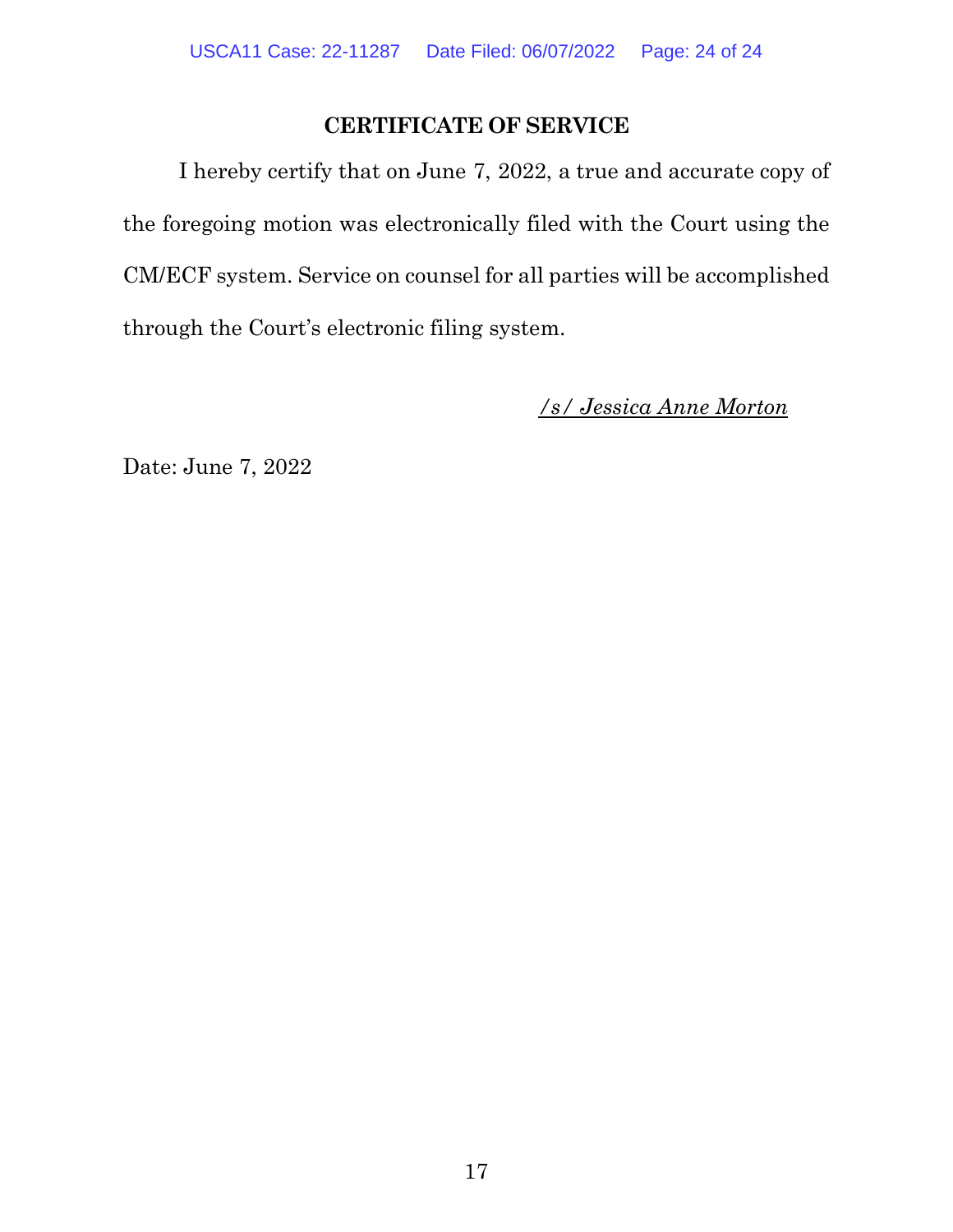## CERTIFICATE OF SERVICE

I hereby certify that on June 7, 2022, a true and accurate copy of the foregoing motion was electronically filed with the Court using the CM/ECF system. Service on counsel for all parties will be accomplished through the Court's electronic filing system.

*/s/ Jessica Anne Morton*

Date: June 7, 2022